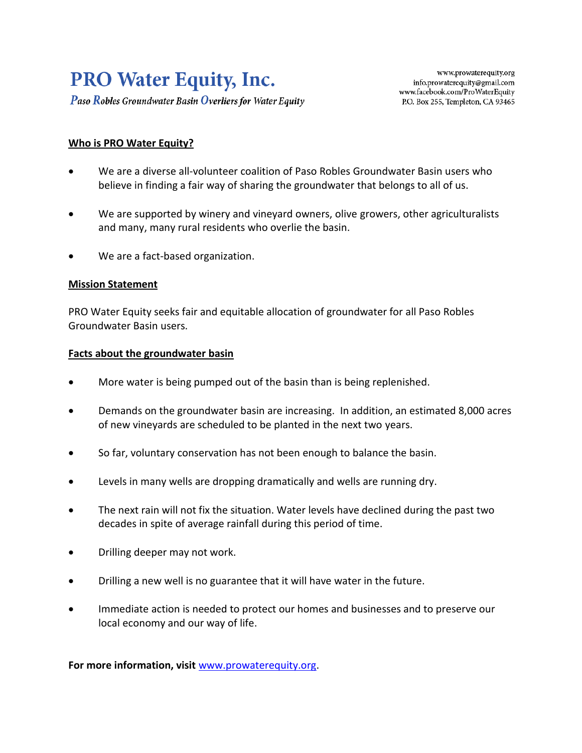# PRO Water Equity, Inc.

*Paso Robles Groundwater Basin Overliers for Water Equity*

www.prowaterequity.org
info.prowaterequity@gmail.com
www.facebook.com/ProWaterEquity
P.O. Box 255, Templeton, CA 93465

## Who is PRO Water Equity?

- We are a diverse all-volunteer coalition of Paso Robles Groundwater Basin users who believe in finding a fair way of sharing the groundwater that belongs to all of us.
- We are supported by winery and vineyard owners, olive growers, other agriculturalists and many, many rural residents who overlie the basin.
- We are a fact-based organization.

## Mission Statement

PRO Water Equity seeks fair and equitable allocation of groundwater for all Paso Robles Groundwater Basin users.

## Facts about the groundwater basin

- More water is being pumped out of the basin than is being replenished.
- Demands on the groundwater basin are increasing. In addition, an estimated 8,000 acres of new vineyards are scheduled to be planted in the next two years.
- So far, voluntary conservation has not been enough to balance the basin.
- Levels in many wells are dropping dramatically and wells are running dry.
- The next rain will not fix the situation. Water levels have declined during the past two decades in spite of average rainfall during this period of time.
- Drilling deeper may not work.
- Drilling a new well is no guarantee that it will have water in the future.
- Immediate action is needed to protect our homes and businesses and to preserve our local economy and our way of life.

**For more information, visit** [www.prowaterequity.org](http://www.prowaterequity.org).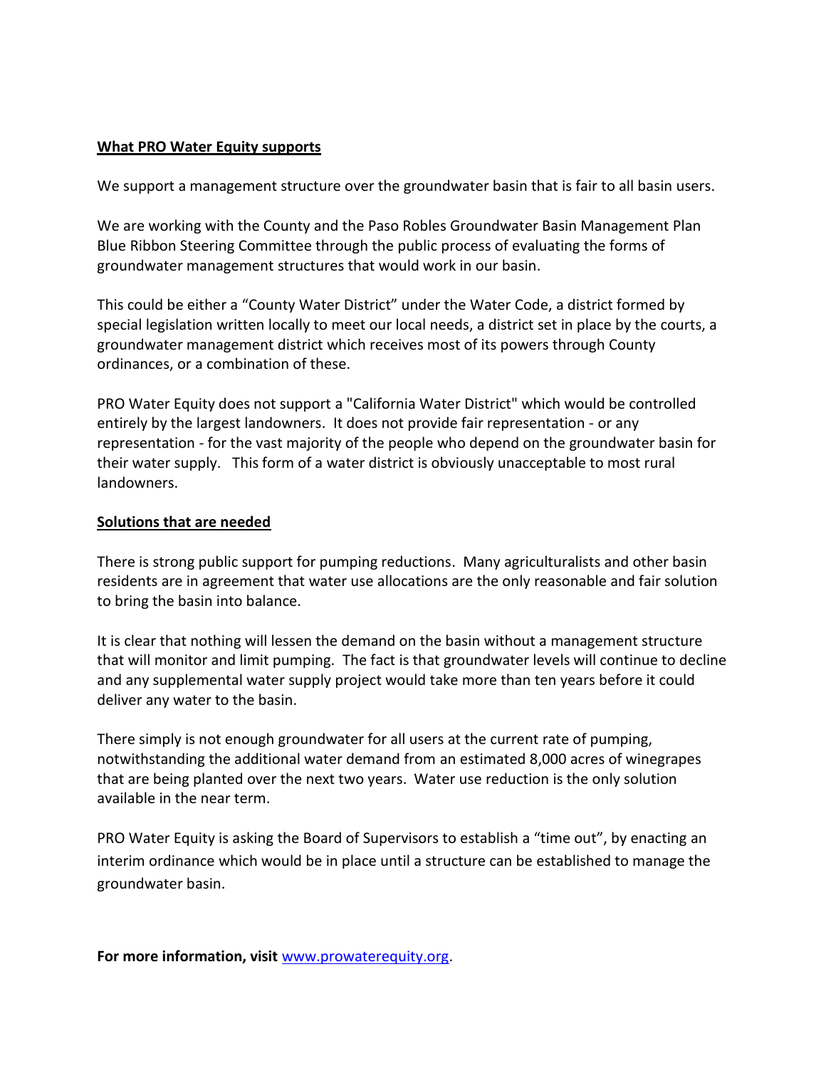**What PRO Water Equity supports**

We support a management structure over the groundwater basin that is fair to all basin users.

We are working with the County and the Paso Robles Groundwater Basin Management Plan Blue Ribbon Steering Committee through the public process of evaluating the forms of groundwater management structures that would work in our basin.

This could be either a "County Water District" under the Water Code, a district formed by special legislation written locally to meet our local needs, a district set in place by the courts, a groundwater management district which receives most of its powers through County ordinances, or a combination of these.

PRO Water Equity does not support a "California Water District" which would be controlled entirely by the largest landowners. It does not provide fair representation - or any representation - for the vast majority of the people who depend on the groundwater basin for their water supply. This form of a water district is obviously unacceptable to most rural landowners.

**Solutions that are needed**

There is strong public support for pumping reductions. Many agriculturalists and other basin residents are in agreement that water use allocations are the only reasonable and fair solution to bring the basin into balance.

It is clear that nothing will lessen the demand on the basin without a management structure that will monitor and limit pumping. The fact is that groundwater levels will continue to decline and any supplemental water supply project would take more than ten years before it could deliver any water to the basin.

There simply is not enough groundwater for all users at the current rate of pumping, notwithstanding the additional water demand from an estimated 8,000 acres of winegrapes that are being planted over the next two years. Water use reduction is the only solution available in the near term.

PRO Water Equity is asking the Board of Supervisors to establish a "time out", by enacting an interim ordinance which would be in place until a structure can be established to manage the groundwater basin.

**For more information, visit** [www.prowaterequity.org](http://www.prowaterequity.org).